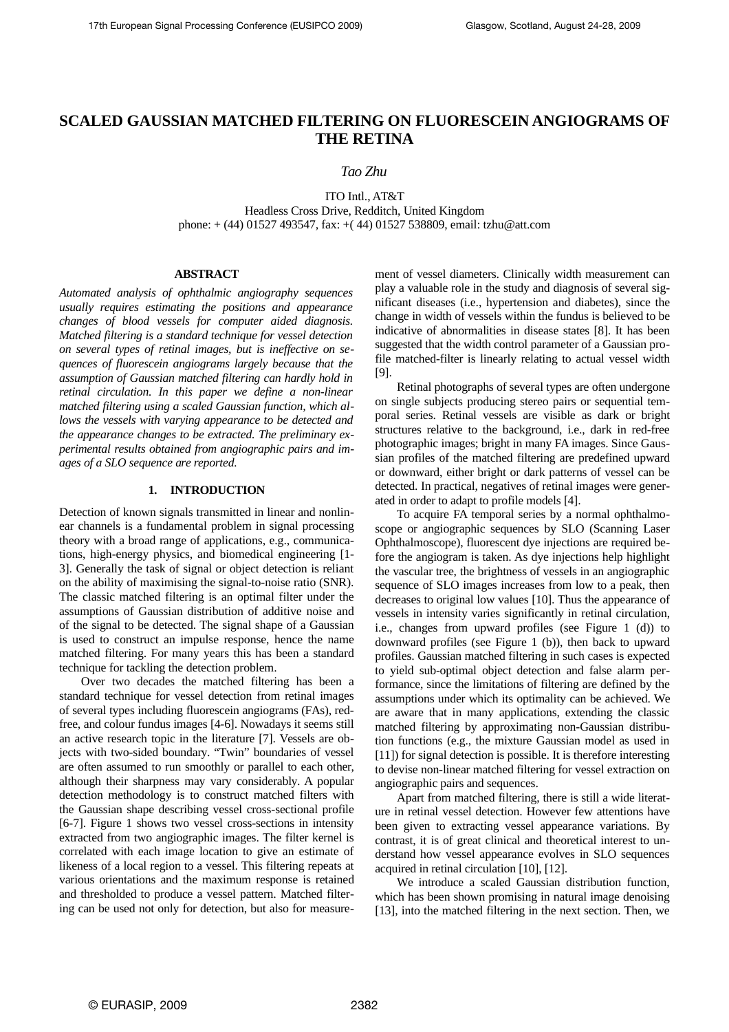# SCALED GAUSSIAN MATCHED FILTERING ON FLUORESCEIN ANGIOGRAMS OF THE RETINA

*Tao Zhu*

ITO Intl., AT&T
Headless Cross Drive, Redditch, United Kingdom
phone: + (44) 01527 493547, fax: +( 44) 01527 538809, email: tzhu@att.com

## ABSTRACT

*Automated analysis of ophthalmic angiography sequences usually requires estimating the positions and appearance changes of blood vessels for computer aided diagnosis. Matched filtering is a standard technique for vessel detection on several types of retinal images, but is ineffective on sequences of fluorescein angiograms largely because that the assumption of Gaussian matched filtering can hardly hold in retinal circulation. In this paper we define a non-linear matched filtering using a scaled Gaussian function, which allows the vessels with varying appearance to be detected and the appearance changes to be extracted. The preliminary experimental results obtained from angiographic pairs and images of a SLO sequence are reported.*

## 1. INTRODUCTION

Detection of known signals transmitted in linear and nonlinear channels is a fundamental problem in signal processing theory with a broad range of applications, e.g., communications, high-energy physics, and biomedical engineering [1-3]. Generally the task of signal or object detection is reliant on the ability of maximising the signal-to-noise ratio (SNR). The classic matched filtering is an optimal filter under the assumptions of Gaussian distribution of additive noise and of the signal to be detected. The signal shape of a Gaussian is used to construct an impulse response, hence the name matched filtering. For many years this has been a standard technique for tackling the detection problem.

Over two decades the matched filtering has been a standard technique for vessel detection from retinal images of several types including fluorescein angiograms (FAs), red-free, and colour fundus images [4-6]. Nowadays it seems still an active research topic in the literature [7]. Vessels are objects with two-sided boundary. "Twin" boundaries of vessel are often assumed to run smoothly or parallel to each other, although their sharpness may vary considerably. A popular detection methodology is to construct matched filters with the Gaussian shape describing vessel cross-sectional profile [6-7]. Figure 1 shows two vessel cross-sections in intensity extracted from two angiographic images. The filter kernel is correlated with each image location to give an estimate of likeness of a local region to a vessel. This filtering repeats at various orientations and the maximum response is retained and thresholded to produce a vessel pattern. Matched filtering can be used not only for detection, but also for measurement of vessel diameters. Clinically width measurement can play a valuable role in the study and diagnosis of several significant diseases (i.e., hypertension and diabetes), since the change in width of vessels within the fundus is believed to be indicative of abnormalities in disease states [8]. It has been suggested that the width control parameter of a Gaussian profile matched-filter is linearly relating to actual vessel width [9].

Retinal photographs of several types are often undergone on single subjects producing stereo pairs or sequential temporal series. Retinal vessels are visible as dark or bright structures relative to the background, i.e., dark in red-free photographic images; bright in many FA images. Since Gaussian profiles of the matched filtering are predefined upward or downward, either bright or dark patterns of vessel can be detected. In practical, negatives of retinal images were generated in order to adapt to profile models [4].

To acquire FA temporal series by a normal ophthalmoscope or angiographic sequences by SLO (Scanning Laser Ophthalmoscope), fluorescent dye injections are required before the angiogram is taken. As dye injections help highlight the vascular tree, the brightness of vessels in an angiographic sequence of SLO images increases from low to a peak, then decreases to original low values [10]. Thus the appearance of vessels in intensity varies significantly in retinal circulation, i.e., changes from upward profiles (see Figure 1 (d)) to downward profiles (see Figure 1 (b)), then back to upward profiles. Gaussian matched filtering in such cases is expected to yield sub-optimal object detection and false alarm performance, since the limitations of filtering are defined by the assumptions under which its optimality can be achieved. We are aware that in many applications, extending the classic matched filtering by approximating non-Gaussian distribution functions (e.g., the mixture Gaussian model as used in [11]) for signal detection is possible. It is therefore interesting to devise non-linear matched filtering for vessel extraction on angiographic pairs and sequences.

Apart from matched filtering, there is still a wide literature in retinal vessel detection. However few attentions have been given to extracting vessel appearance variations. By contrast, it is of great clinical and theoretical interest to understand how vessel appearance evolves in SLO sequences acquired in retinal circulation [10], [12].

We introduce a scaled Gaussian distribution function, which has been shown promising in natural image denoising [13], into the matched filtering in the next section. Then, we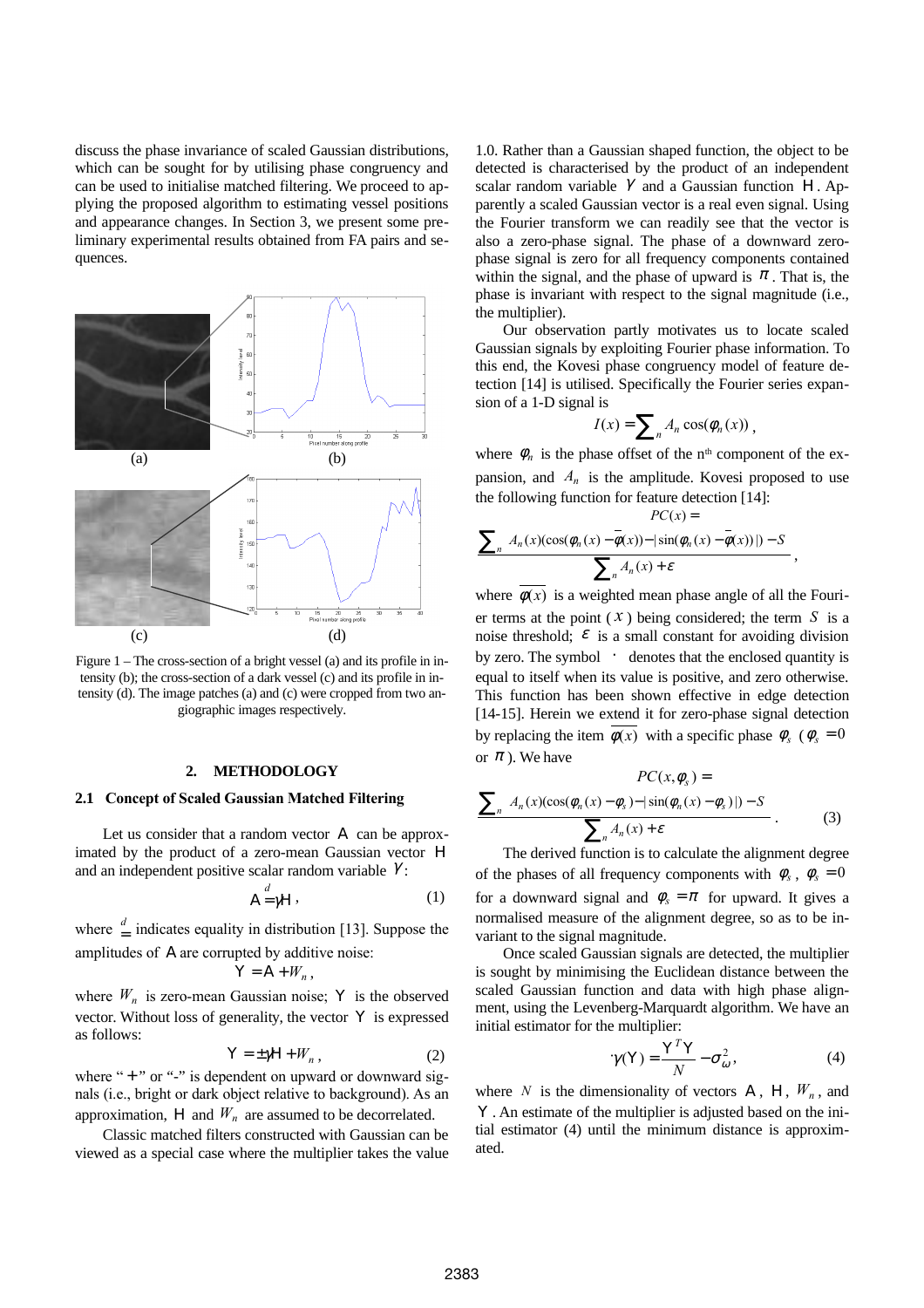discuss the phase invariance of scaled Gaussian distributions, which can be sought for by utilising phase congruency and can be used to initialise matched filtering. We proceed to applying the proposed algorithm to estimating vessel positions and appearance changes. In Section 3, we present some preliminary experimental results obtained from FA pairs and sequences.

Figure 1 – The cross-section of a bright vessel (a) and its profile in intensity (b); the cross-section of a dark vessel (c) and its profile in intensity (d). The image patches (a) and (c) were cropped from two angiographic images respectively.

## 2. METHODOLOGY

### 2.1 Concept of Scaled Gaussian Matched Filtering

Let us consider that a random vector $\mathrm{A}$ can be approximated by the product of a zero-mean Gaussian vector $\mathrm{H}$ and an independent positive scalar random variable $\gamma$:

$$\mathrm{A} \overset{d}{=} \gamma \mathrm{H}, \tag{1}$$

where $\overset{d}{=}$ indicates equality in distribution [13]. Suppose the amplitudes of $\mathrm{A}$ are corrupted by additive noise:

$$\mathrm{Y} = \mathrm{A} + W_n,$$

where $W_n$ is zero-mean Gaussian noise; $\mathrm{Y}$ is the observed vector. Without loss of generality, the vector $\mathrm{Y}$ is expressed as follows:

$$\mathrm{Y} = \pm \gamma \mathrm{H} + W_n, \tag{2}$$

where "+" or "-" is dependent on upward or downward signals (i.e., bright or dark object relative to background). As an approximation, $\mathrm{H}$ and $W_n$ are assumed to be decorrelated.

Classic matched filters constructed with Gaussian can be viewed as a special case where the multiplier takes the value 1.0. Rather than a Gaussian shaped function, the object to be detected is characterised by the product of an independent scalar random variable $\gamma$ and a Gaussian function $\mathrm{H}$. Apparently a scaled Gaussian vector is a real even signal. Using the Fourier transform we can readily see that the vector is also a zero-phase signal. The phase of a downward zero-phase signal is zero for all frequency components contained within the signal, and the phase of upward is $\pi$. That is, the phase is invariant with respect to the signal magnitude (i.e., the multiplier).

Our observation partly motivates us to locate scaled Gaussian signals by exploiting Fourier phase information. To this end, the Kovesi phase congruency model of feature detection [14] is utilised. Specifically the Fourier series expansion of a 1-D signal is

$$I(x) = \sum_n A_n \cos(\phi_n(x)),$$

where $\phi_n$ is the phase offset of the n[th] component of the expansion, and $A_n$ is the amplitude. Kovesi proposed to use the following function for feature detection [14]:

$$PC(x) = \frac{\sum_n \lfloor A_n(x)(\cos(\phi_n(x) - \overline{\phi}(x)) - |\sin(\phi_n(x) - \overline{\phi}(x))|) - S \rfloor}{\sum_n A_n(x) + \varepsilon},$$

where $\overline{\phi(x)}$ is a weighted mean phase angle of all the Fourier terms at the point ($x$) being considered; the term $S$ is a noise threshold; $\varepsilon$ is a small constant for avoiding division by zero. The symbol $\lfloor \cdot \rfloor$ denotes that the enclosed quantity is equal to itself when its value is positive, and zero otherwise. This function has been shown effective in edge detection [14-15]. Herein we extend it for zero-phase signal detection by replacing the item $\overline{\phi(x)}$ with a specific phase $\phi_s$ ($\phi_s = 0$ or $\pi$). We have

$$PC(x, \phi_s) = \frac{\sum_n \lfloor A_n(x)(\cos(\phi_n(x) - \phi_s) - |\sin(\phi_n(x) - \phi_s)|) - S \rfloor}{\sum_n A_n(x) + \varepsilon}. \tag{3}$$

The derived function is to calculate the alignment degree of the phases of all frequency components with $\phi_s$, $\phi_s = 0$ for a downward signal and $\phi_s = \pi$ for upward. It gives a normalised measure of the alignment degree, so as to be invariant to the signal magnitude.

Once scaled Gaussian signals are detected, the multiplier is sought by minimising the Euclidean distance between the scaled Gaussian function and data with high phase alignment, using the Levenberg-Marquardt algorithm. We have an initial estimator for the multiplier:

$$\hat{\gamma}(\mathrm{Y}) = \frac{\mathrm{Y}^T \mathrm{Y}}{N} - \sigma_\omega^2, \tag{4}$$

where $N$ is the dimensionality of vectors $\mathrm{A}$, $\mathrm{H}$, $W_n$, and $\mathrm{Y}$. An estimate of the multiplier is adjusted based on the initial estimator (4) until the minimum distance is approximated.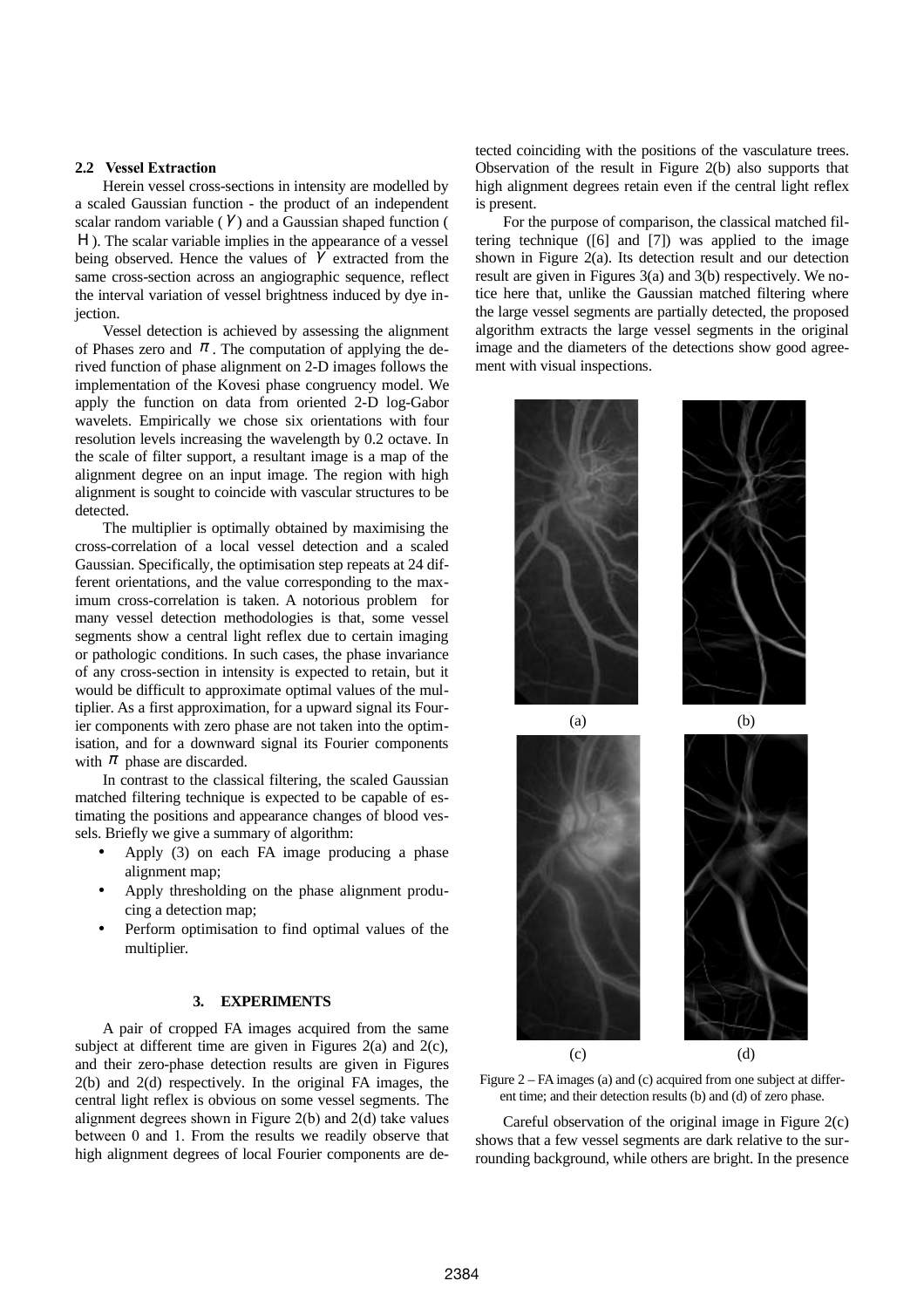### 2.2 Vessel Extraction

Herein vessel cross-sections in intensity are modelled by a scaled Gaussian function - the product of an independent scalar random variable ($\gamma$) and a Gaussian shaped function ($H$). The scalar variable implies in the appearance of a vessel being observed. Hence the values of $\gamma$ extracted from the same cross-section across an angiographic sequence, reflect the interval variation of vessel brightness induced by dye injection.

Vessel detection is achieved by assessing the alignment of Phases zero and $\pi$. The computation of applying the derived function of phase alignment on 2-D images follows the implementation of the Kovesi phase congruency model. We apply the function on data from oriented 2-D log-Gabor wavelets. Empirically we chose six orientations with four resolution levels increasing the wavelength by 0.2 octave. In the scale of filter support, a resultant image is a map of the alignment degree on an input image. The region with high alignment is sought to coincide with vascular structures to be detected.

The multiplier is optimally obtained by maximising the cross-correlation of a local vessel detection and a scaled Gaussian. Specifically, the optimisation step repeats at 24 different orientations, and the value corresponding to the maximum cross-correlation is taken. A notorious problem for many vessel detection methodologies is that, some vessel segments show a central light reflex due to certain imaging or pathologic conditions. In such cases, the phase invariance of any cross-section in intensity is expected to retain, but it would be difficult to approximate optimal values of the multiplier. As a first approximation, for a upward signal its Fourier components with zero phase are not taken into the optimisation, and for a downward signal its Fourier components with $\pi$ phase are discarded.

In contrast to the classical filtering, the scaled Gaussian matched filtering technique is expected to be capable of estimating the positions and appearance changes of blood vessels. Briefly we give a summary of algorithm:

- Apply (3) on each FA image producing a phase alignment map;
- Apply thresholding on the phase alignment producing a detection map;
- Perform optimisation to find optimal values of the multiplier.

## 3. EXPERIMENTS

A pair of cropped FA images acquired from the same subject at different time are given in Figures 2(a) and 2(c), and their zero-phase detection results are given in Figures 2(b) and 2(d) respectively. In the original FA images, the central light reflex is obvious on some vessel segments. The alignment degrees shown in Figure 2(b) and 2(d) take values between 0 and 1. From the results we readily observe that high alignment degrees of local Fourier components are detected coinciding with the positions of the vasculature trees. Observation of the result in Figure 2(b) also supports that high alignment degrees retain even if the central light reflex is present.

For the purpose of comparison, the classical matched filtering technique ([6] and [7]) was applied to the image shown in Figure 2(a). Its detection result and our detection result are given in Figures 3(a) and 3(b) respectively. We notice here that, unlike the Gaussian matched filtering where the large vessel segments are partially detected, the proposed algorithm extracts the large vessel segments in the original image and the diameters of the detections show good agreement with visual inspections.

(a) (b)

(c) (d)

Figure 2 – FA images (a) and (c) acquired from one subject at different time; and their detection results (b) and (d) of zero phase.

Careful observation of the original image in Figure 2(c) shows that a few vessel segments are dark relative to the surrounding background, while others are bright. In the presence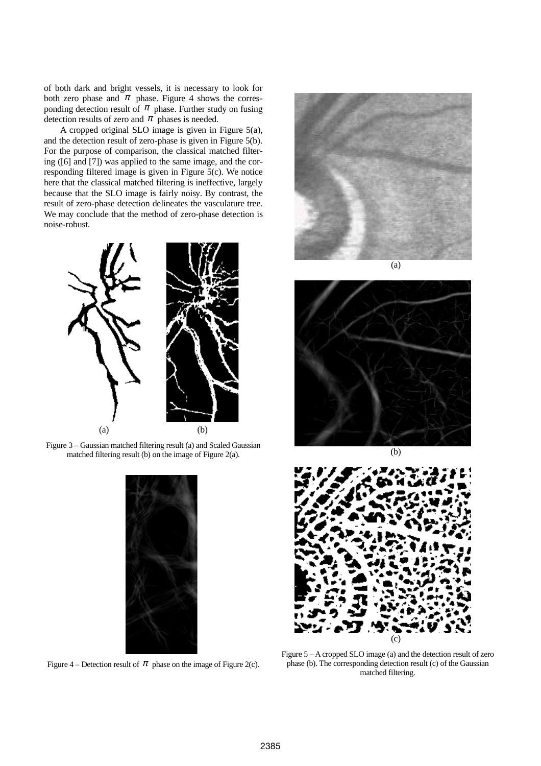of both dark and bright vessels, it is necessary to look for both zero phase and $\pi$ phase. Figure 4 shows the corresponding detection result of $\pi$ phase. Further study on fusing detection results of zero and $\pi$ phases is needed.

A cropped original SLO image is given in Figure 5(a), and the detection result of zero-phase is given in Figure 5(b). For the purpose of comparison, the classical matched filtering ([6] and [7]) was applied to the same image, and the corresponding filtered image is given in Figure 5(c). We notice here that the classical matched filtering is ineffective, largely because that the SLO image is fairly noisy. By contrast, the result of zero-phase detection delineates the vasculature tree. We may conclude that the method of zero-phase detection is noise-robust.

(a) (b)

Figure 3 – Gaussian matched filtering result (a) and Scaled Gaussian matched filtering result (b) on the image of Figure 2(a).

Figure 4 – Detection result of $\pi$ phase on the image of Figure 2(c).

(a)

(b)

(c)

Figure 5 – A cropped SLO image (a) and the detection result of zero phase (b). The corresponding detection result (c) of the Gaussian matched filtering.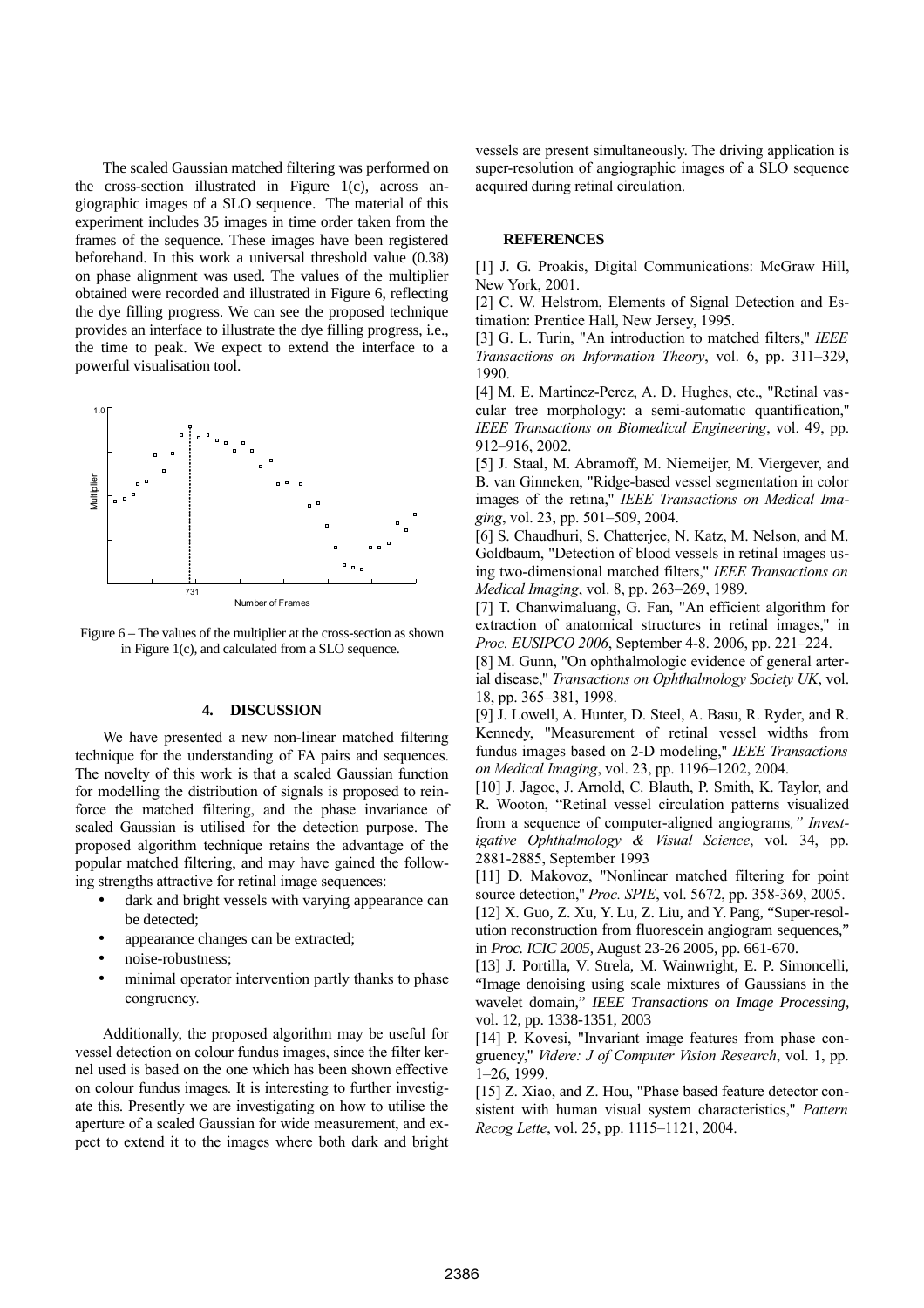The scaled Gaussian matched filtering was performed on the cross-section illustrated in Figure 1(c), across angiographic images of a SLO sequence. The material of this experiment includes 35 images in time order taken from the frames of the sequence. These images have been registered beforehand. In this work a universal threshold value (0.38) on phase alignment was used. The values of the multiplier obtained were recorded and illustrated in Figure 6, reflecting the dye filling progress. We can see the proposed technique provides an interface to illustrate the dye filling progress, i.e., the time to peak. We expect to extend the interface to a powerful visualisation tool.

1.0

Multiplier

731

Number of Frames

Figure 6 – The values of the multiplier at the cross-section as shown in Figure 1(c), and calculated from a SLO sequence.

## 4. DISCUSSION

We have presented a new non-linear matched filtering technique for the understanding of FA pairs and sequences. The novelty of this work is that a scaled Gaussian function for modelling the distribution of signals is proposed to reinforce the matched filtering, and the phase invariance of scaled Gaussian is utilised for the detection purpose. The proposed algorithm technique retains the advantage of the popular matched filtering, and may have gained the following strengths attractive for retinal image sequences:

- dark and bright vessels with varying appearance can be detected;
- appearance changes can be extracted;
- noise-robustness;
- minimal operator intervention partly thanks to phase congruency.

Additionally, the proposed algorithm may be useful for vessel detection on colour fundus images, since the filter kernel used is based on the one which has been shown effective on colour fundus images. It is interesting to further investigate this. Presently we are investigating on how to utilise the aperture of a scaled Gaussian for wide measurement, and expect to extend it to the images where both dark and bright vessels are present simultaneously. The driving application is super-resolution of angiographic images of a SLO sequence acquired during retinal circulation.

## REFERENCES

[1] J. G. Proakis, Digital Communications: McGraw Hill, New York, 2001.

[2] C. W. Helstrom, Elements of Signal Detection and Estimation: Prentice Hall, New Jersey, 1995.

[3] G. L. Turin, "An introduction to matched filters," *IEEE Transactions on Information Theory*, vol. 6, pp. 311–329, 1990.

[4] M. E. Martinez-Perez, A. D. Hughes, etc., "Retinal vascular tree morphology: a semi-automatic quantification," *IEEE Transactions on Biomedical Engineering*, vol. 49, pp. 912–916, 2002.

[5] J. Staal, M. Abramoff, M. Niemeijer, M. Viergever, and B. van Ginneken, "Ridge-based vessel segmentation in color images of the retina," *IEEE Transactions on Medical Imaging*, vol. 23, pp. 501–509, 2004.

[6] S. Chaudhuri, S. Chatterjee, N. Katz, M. Nelson, and M. Goldbaum, "Detection of blood vessels in retinal images using two-dimensional matched filters," *IEEE Transactions on Medical Imaging*, vol. 8, pp. 263–269, 1989.

[7] T. Chanwimaluang, G. Fan, "An efficient algorithm for extraction of anatomical structures in retinal images," in *Proc. EUSIPCO 2006*, September 4-8. 2006, pp. 221–224.

[8] M. Gunn, "On ophthalmologic evidence of general arterial disease," *Transactions on Ophthalmology Society UK*, vol. 18, pp. 365–381, 1998.

[9] J. Lowell, A. Hunter, D. Steel, A. Basu, R. Ryder, and R. Kennedy, "Measurement of retinal vessel widths from fundus images based on 2-D modeling," *IEEE Transactions on Medical Imaging*, vol. 23, pp. 1196–1202, 2004.

[10] J. Jagoe, J. Arnold, C. Blauth, P. Smith, K. Taylor, and R. Wooton, "Retinal vessel circulation patterns visualized from a sequence of computer-aligned angiograms*," Investigative Ophthalmology & Visual Science*, vol. 34, pp. 2881-2885, September 1993

[11] D. Makovoz, "Nonlinear matched filtering for point source detection," *Proc. SPIE*, vol. 5672, pp. 358-369, 2005.

[12] X. Guo, Z. Xu, Y. Lu, Z. Liu, and Y. Pang, "Super-resolution reconstruction from fluorescein angiogram sequences," in *Proc. ICIC 2005*, August 23-26 2005, pp. 661-670.

[13] J. Portilla, V. Strela, M. Wainwright, E. P. Simoncelli, "Image denoising using scale mixtures of Gaussians in the wavelet domain," *IEEE Transactions on Image Processing*, vol. 12, pp. 1338-1351, 2003

[14] P. Kovesi, "Invariant image features from phase congruency," *Videre: J of Computer Vision Research*, vol. 1, pp. 1–26, 1999.

[15] Z. Xiao, and Z. Hou, "Phase based feature detector consistent with human visual system characteristics," *Pattern Recog Lette*, vol. 25, pp. 1115–1121, 2004.